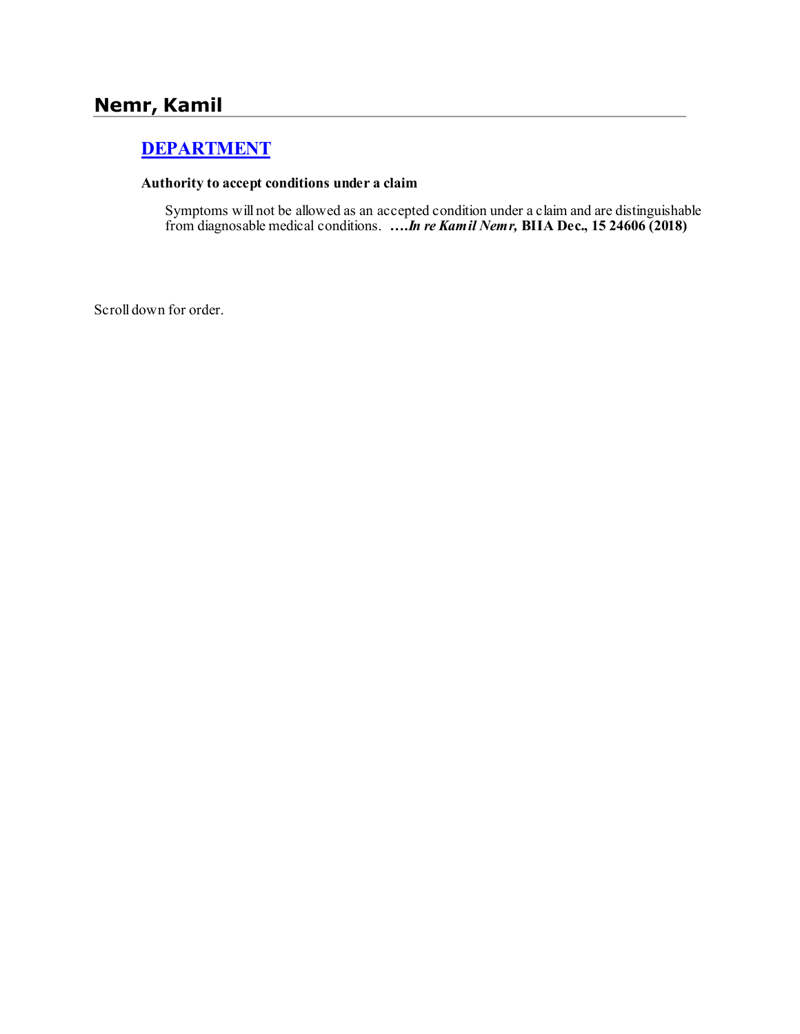# Nemr, Kamil

## DEPARTMENT

**Authority to accept conditions under a claim**

Symptoms will not be allowed as an accepted condition under a claim and are distinguishable from diagnosable medical conditions. **….*In re Kamil Nemr,* BIIA Dec., 15 24606 (2018)**

Scroll down for order.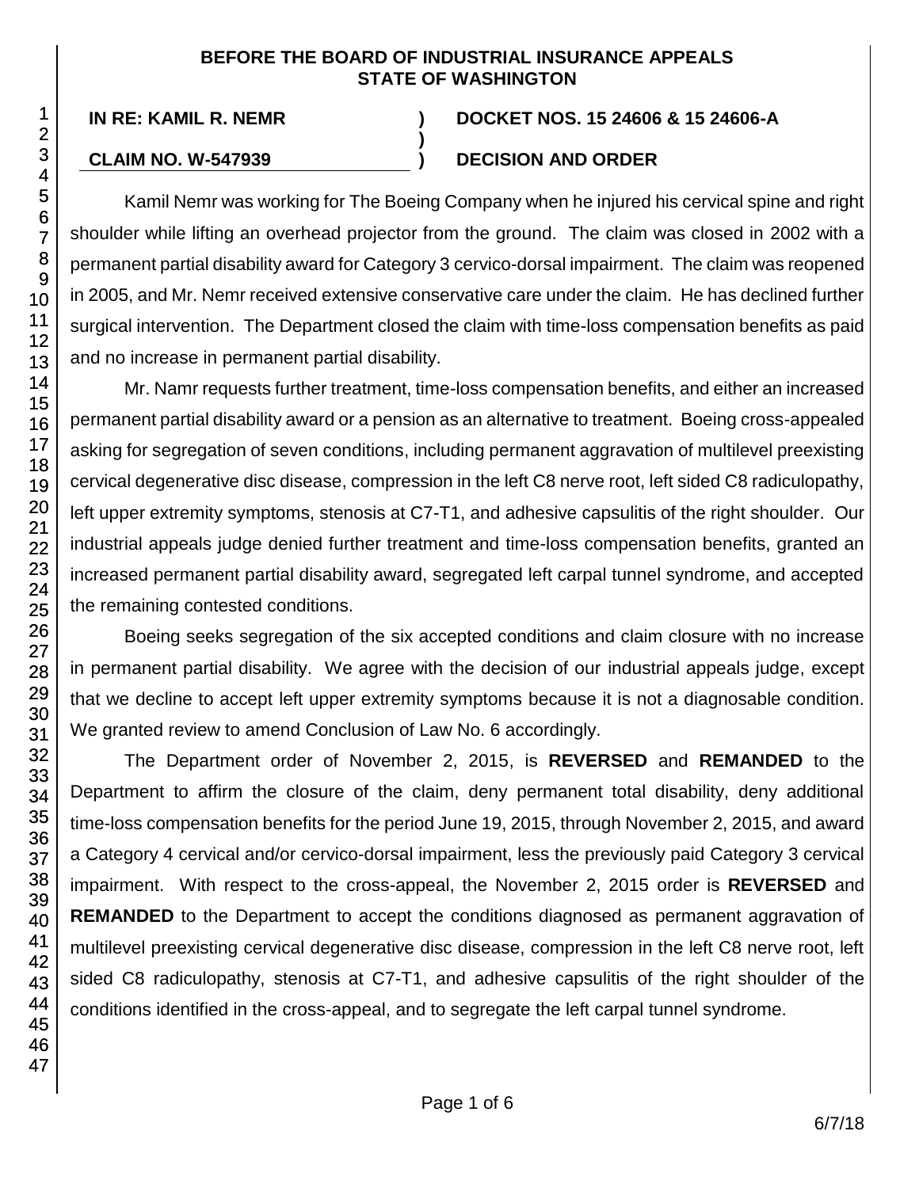**BEFORE THE BOARD OF INDUSTRIAL INSURANCE APPEALS STATE OF WASHINGTON**

| | | |
|---|---|---|
| **IN RE: KAMIL R. NEMR** | **)** | **DOCKET NOS. 15 24606 & 15 24606-A** |
| | **)** | |
| **CLAIM NO. W-547939** | **)** | **DECISION AND ORDER** |

Kamil Nemr was working for The Boeing Company when he injured his cervical spine and right shoulder while lifting an overhead projector from the ground. The claim was closed in 2002 with a permanent partial disability award for Category 3 cervico-dorsal impairment. The claim was reopened in 2005, and Mr. Nemr received extensive conservative care under the claim. He has declined further surgical intervention. The Department closed the claim with time-loss compensation benefits as paid and no increase in permanent partial disability.

Mr. Namr requests further treatment, time-loss compensation benefits, and either an increased permanent partial disability award or a pension as an alternative to treatment. Boeing cross-appealed asking for segregation of seven conditions, including permanent aggravation of multilevel preexisting cervical degenerative disc disease, compression in the left C8 nerve root, left sided C8 radiculopathy, left upper extremity symptoms, stenosis at C7-T1, and adhesive capsulitis of the right shoulder. Our industrial appeals judge denied further treatment and time-loss compensation benefits, granted an increased permanent partial disability award, segregated left carpal tunnel syndrome, and accepted the remaining contested conditions.

Boeing seeks segregation of the six accepted conditions and claim closure with no increase in permanent partial disability. We agree with the decision of our industrial appeals judge, except that we decline to accept left upper extremity symptoms because it is not a diagnosable condition. We granted review to amend Conclusion of Law No. 6 accordingly.

The Department order of November 2, 2015, is **REVERSED** and **REMANDED** to the Department to affirm the closure of the claim, deny permanent total disability, deny additional time-loss compensation benefits for the period June 19, 2015, through November 2, 2015, and award a Category 4 cervical and/or cervico-dorsal impairment, less the previously paid Category 3 cervical impairment. With respect to the cross-appeal, the November 2, 2015 order is **REVERSED** and **REMANDED** to the Department to accept the conditions diagnosed as permanent aggravation of multilevel preexisting cervical degenerative disc disease, compression in the left C8 nerve root, left sided C8 radiculopathy, stenosis at C7-T1, and adhesive capsulitis of the right shoulder of the conditions identified in the cross-appeal, and to segregate the left carpal tunnel syndrome.

6/7/18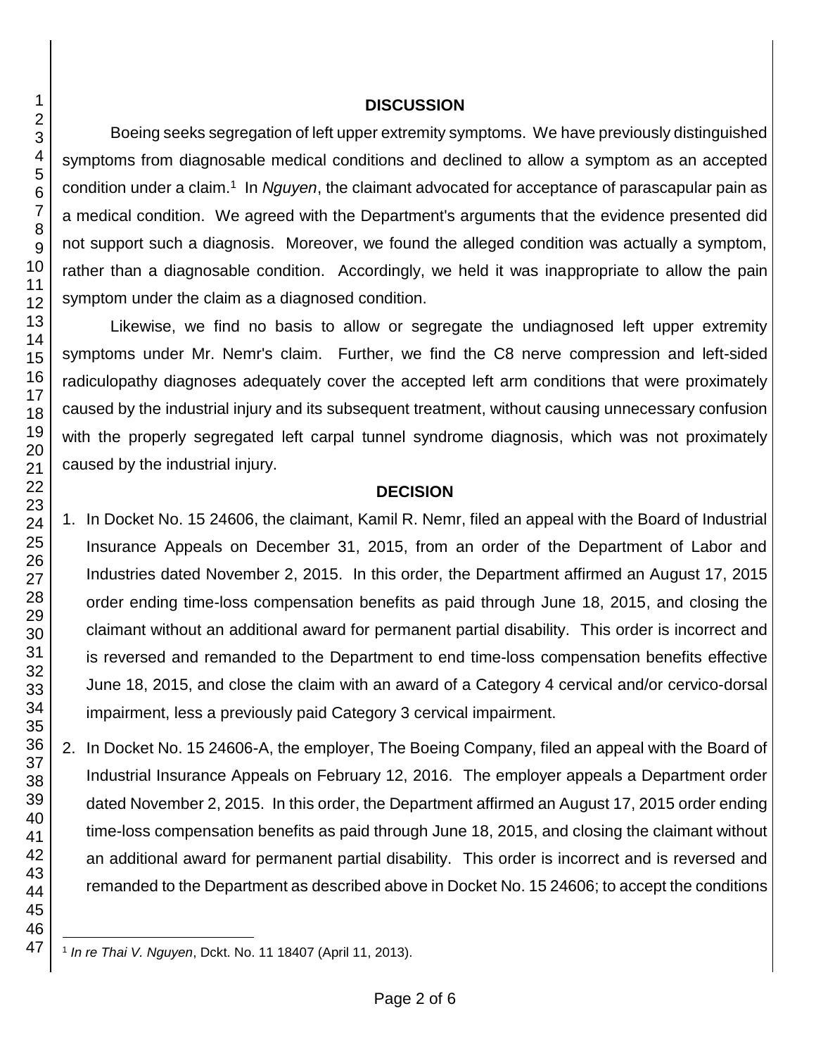## DISCUSSION

Boeing seeks segregation of left upper extremity symptoms. We have previously distinguished symptoms from diagnosable medical conditions and declined to allow a symptom as an accepted condition under a claim.[1] In *Nguyen*, the claimant advocated for acceptance of parascapular pain as a medical condition. We agreed with the Department's arguments that the evidence presented did not support such a diagnosis. Moreover, we found the alleged condition was actually a symptom, rather than a diagnosable condition. Accordingly, we held it was inappropriate to allow the pain symptom under the claim as a diagnosed condition.

Likewise, we find no basis to allow or segregate the undiagnosed left upper extremity symptoms under Mr. Nemr's claim. Further, we find the C8 nerve compression and left-sided radiculopathy diagnoses adequately cover the accepted left arm conditions that were proximately caused by the industrial injury and its subsequent treatment, without causing unnecessary confusion with the properly segregated left carpal tunnel syndrome diagnosis, which was not proximately caused by the industrial injury.

## DECISION

1. In Docket No. 15 24606, the claimant, Kamil R. Nemr, filed an appeal with the Board of Industrial Insurance Appeals on December 31, 2015, from an order of the Department of Labor and Industries dated November 2, 2015. In this order, the Department affirmed an August 17, 2015 order ending time-loss compensation benefits as paid through June 18, 2015, and closing the claimant without an additional award for permanent partial disability. This order is incorrect and is reversed and remanded to the Department to end time-loss compensation benefits effective June 18, 2015, and close the claim with an award of a Category 4 cervical and/or cervico-dorsal impairment, less a previously paid Category 3 cervical impairment.

2. In Docket No. 15 24606-A, the employer, The Boeing Company, filed an appeal with the Board of Industrial Insurance Appeals on February 12, 2016. The employer appeals a Department order dated November 2, 2015. In this order, the Department affirmed an August 17, 2015 order ending time-loss compensation benefits as paid through June 18, 2015, and closing the claimant without an additional award for permanent partial disability. This order is incorrect and is reversed and remanded to the Department as described above in Docket No. 15 24606; to accept the conditions

[1] *In re Thai V. Nguyen*, Dckt. No. 11 18407 (April 11, 2013).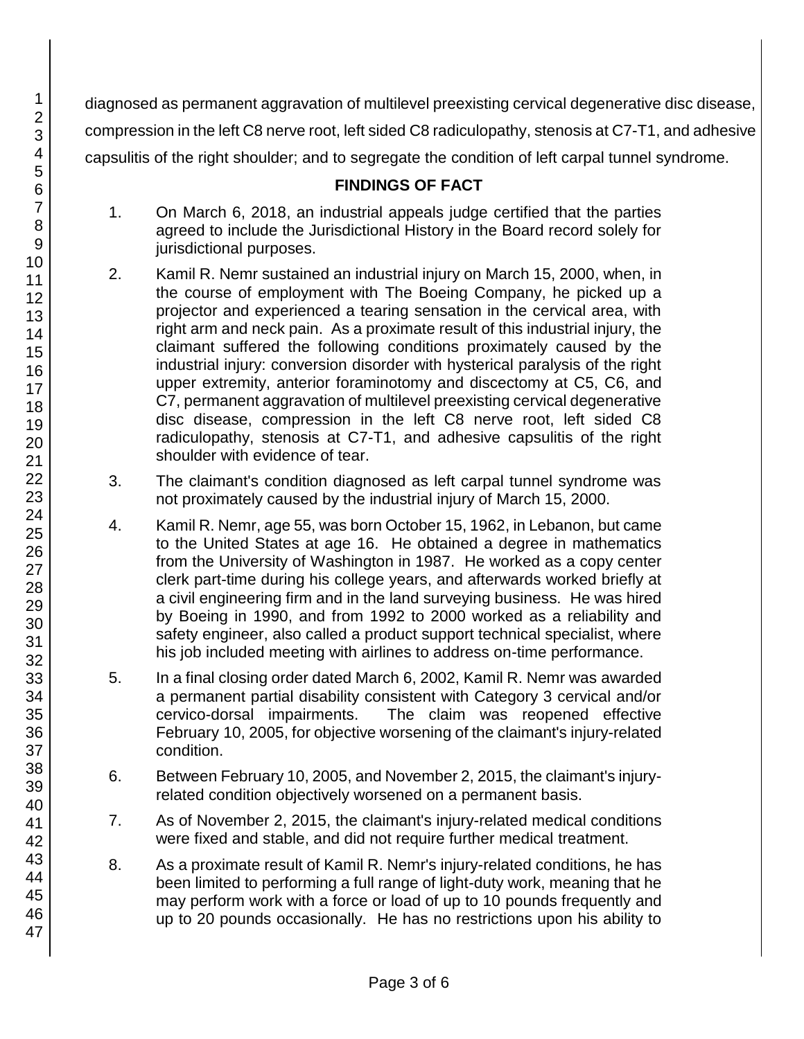diagnosed as permanent aggravation of multilevel preexisting cervical degenerative disc disease, compression in the left C8 nerve root, left sided C8 radiculopathy, stenosis at C7-T1, and adhesive capsulitis of the right shoulder; and to segregate the condition of left carpal tunnel syndrome.

## FINDINGS OF FACT

1. On March 6, 2018, an industrial appeals judge certified that the parties agreed to include the Jurisdictional History in the Board record solely for jurisdictional purposes.

2. Kamil R. Nemr sustained an industrial injury on March 15, 2000, when, in the course of employment with The Boeing Company, he picked up a projector and experienced a tearing sensation in the cervical area, with right arm and neck pain. As a proximate result of this industrial injury, the claimant suffered the following conditions proximately caused by the industrial injury: conversion disorder with hysterical paralysis of the right upper extremity, anterior foraminotomy and discectomy at C5, C6, and C7, permanent aggravation of multilevel preexisting cervical degenerative disc disease, compression in the left C8 nerve root, left sided C8 radiculopathy, stenosis at C7-T1, and adhesive capsulitis of the right shoulder with evidence of tear.

3. The claimant's condition diagnosed as left carpal tunnel syndrome was not proximately caused by the industrial injury of March 15, 2000.

4. Kamil R. Nemr, age 55, was born October 15, 1962, in Lebanon, but came to the United States at age 16. He obtained a degree in mathematics from the University of Washington in 1987. He worked as a copy center clerk part-time during his college years, and afterwards worked briefly at a civil engineering firm and in the land surveying business. He was hired by Boeing in 1990, and from 1992 to 2000 worked as a reliability and safety engineer, also called a product support technical specialist, where his job included meeting with airlines to address on-time performance.

5. In a final closing order dated March 6, 2002, Kamil R. Nemr was awarded a permanent partial disability consistent with Category 3 cervical and/or cervico-dorsal impairments. The claim was reopened effective February 10, 2005, for objective worsening of the claimant's injury-related condition.

6. Between February 10, 2005, and November 2, 2015, the claimant's injury-related condition objectively worsened on a permanent basis.

7. As of November 2, 2015, the claimant's injury-related medical conditions were fixed and stable, and did not require further medical treatment.

8. As a proximate result of Kamil R. Nemr's injury-related conditions, he has been limited to performing a full range of light-duty work, meaning that he may perform work with a force or load of up to 10 pounds frequently and up to 20 pounds occasionally. He has no restrictions upon his ability to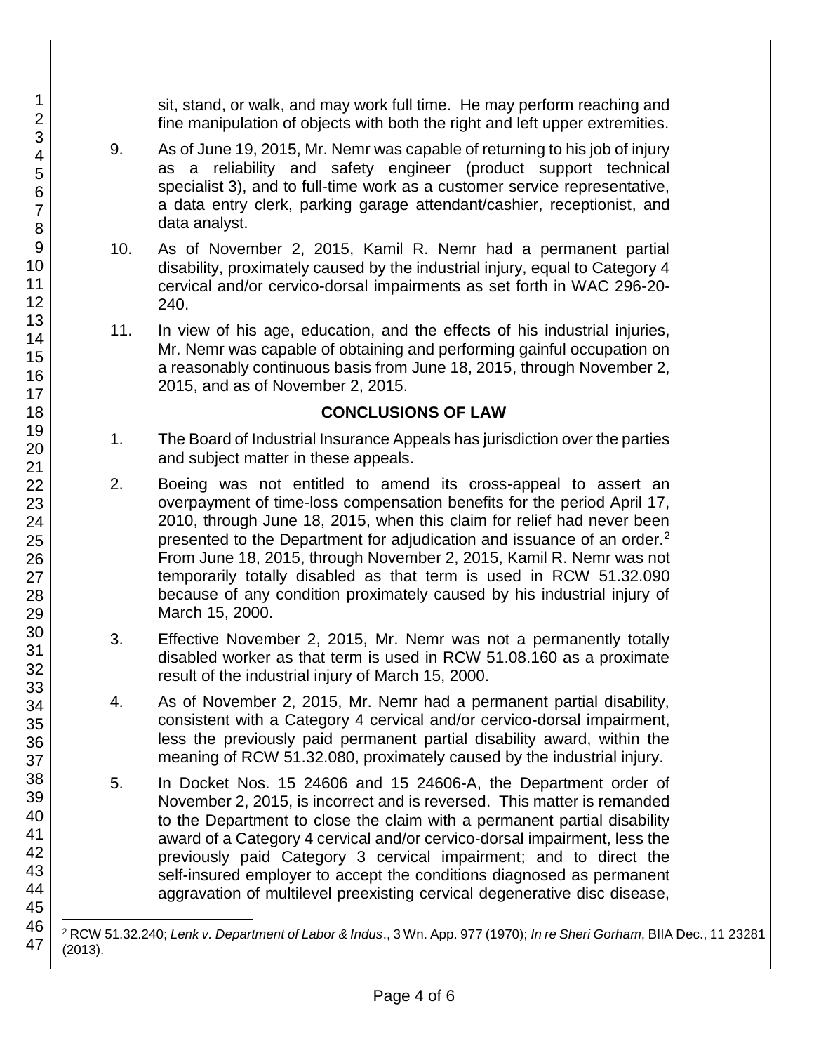sit, stand, or walk, and may work full time. He may perform reaching and fine manipulation of objects with both the right and left upper extremities.

9. As of June 19, 2015, Mr. Nemr was capable of returning to his job of injury as a reliability and safety engineer (product support technical specialist 3), and to full-time work as a customer service representative, a data entry clerk, parking garage attendant/cashier, receptionist, and data analyst.

10. As of November 2, 2015, Kamil R. Nemr had a permanent partial disability, proximately caused by the industrial injury, equal to Category 4 cervical and/or cervico-dorsal impairments as set forth in WAC 296-20-240.

11. In view of his age, education, and the effects of his industrial injuries, Mr. Nemr was capable of obtaining and performing gainful occupation on a reasonably continuous basis from June 18, 2015, through November 2, 2015, and as of November 2, 2015.

## CONCLUSIONS OF LAW

1. The Board of Industrial Insurance Appeals has jurisdiction over the parties and subject matter in these appeals.

2. Boeing was not entitled to amend its cross-appeal to assert an overpayment of time-loss compensation benefits for the period April 17, 2010, through June 18, 2015, when this claim for relief had never been presented to the Department for adjudication and issuance of an order.[2] From June 18, 2015, through November 2, 2015, Kamil R. Nemr was not temporarily totally disabled as that term is used in RCW 51.32.090 because of any condition proximately caused by his industrial injury of March 15, 2000.

3. Effective November 2, 2015, Mr. Nemr was not a permanently totally disabled worker as that term is used in RCW 51.08.160 as a proximate result of the industrial injury of March 15, 2000.

4. As of November 2, 2015, Mr. Nemr had a permanent partial disability, consistent with a Category 4 cervical and/or cervico-dorsal impairment, less the previously paid permanent partial disability award, within the meaning of RCW 51.32.080, proximately caused by the industrial injury.

5. In Docket Nos. 15 24606 and 15 24606-A, the Department order of November 2, 2015, is incorrect and is reversed. This matter is remanded to the Department to close the claim with a permanent partial disability award of a Category 4 cervical and/or cervico-dorsal impairment, less the previously paid Category 3 cervical impairment; and to direct the self-insured employer to accept the conditions diagnosed as permanent aggravation of multilevel preexisting cervical degenerative disc disease,

---

[2] RCW 51.32.240; *Lenk v. Department of Labor & Indus*., 3 Wn. App. 977 (1970); *In re Sheri Gorham*, BIIA Dec., 11 23281 (2013).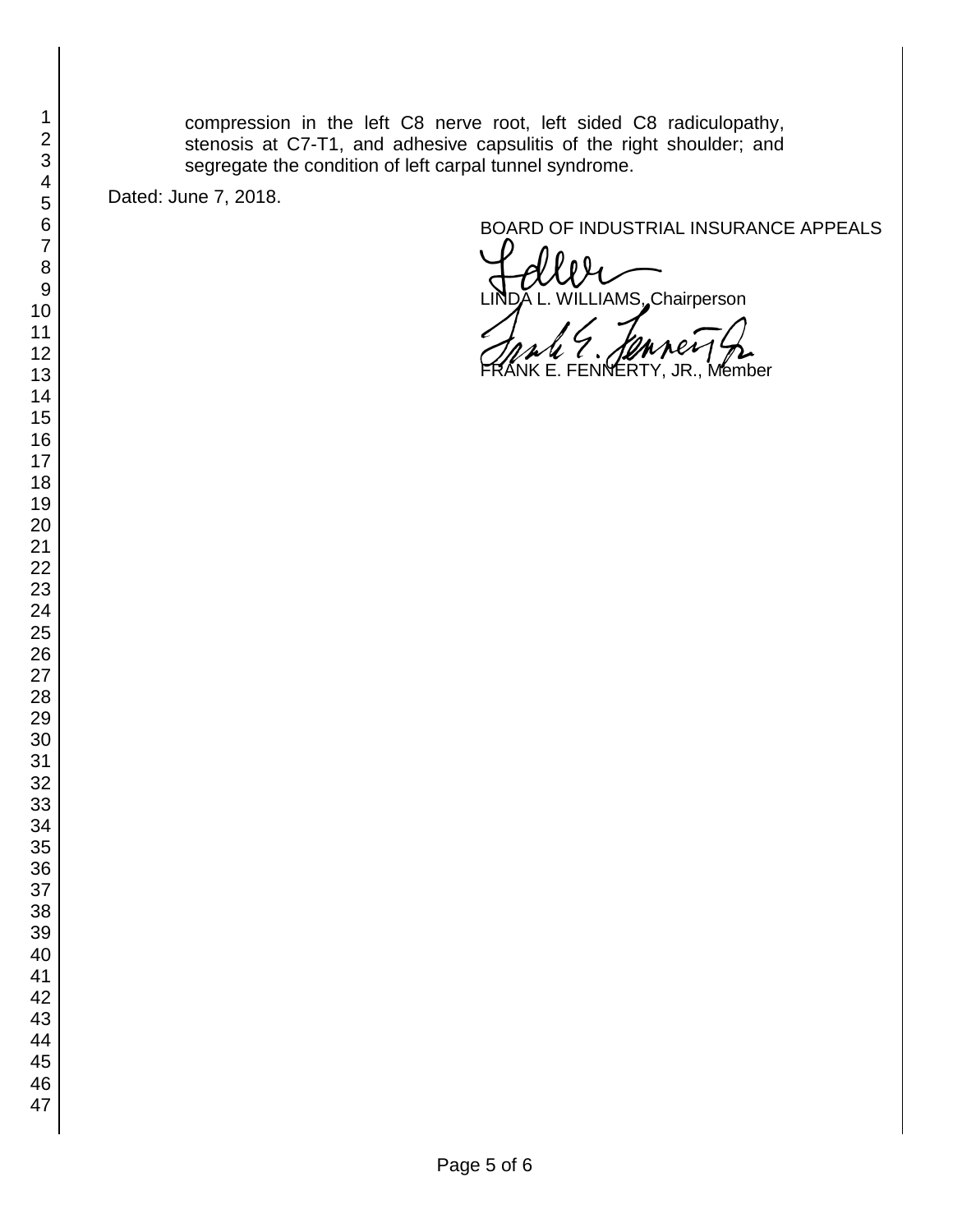compression in the left C8 nerve root, left sided C8 radiculopathy, stenosis at C7-T1, and adhesive capsulitis of the right shoulder; and segregate the condition of left carpal tunnel syndrome.

Dated: June 7, 2018.

BOARD OF INDUSTRIAL INSURANCE APPEALS

LINDA L. WILLIAMS, Chairperson

FRANK E. FENNERTY, JR., Member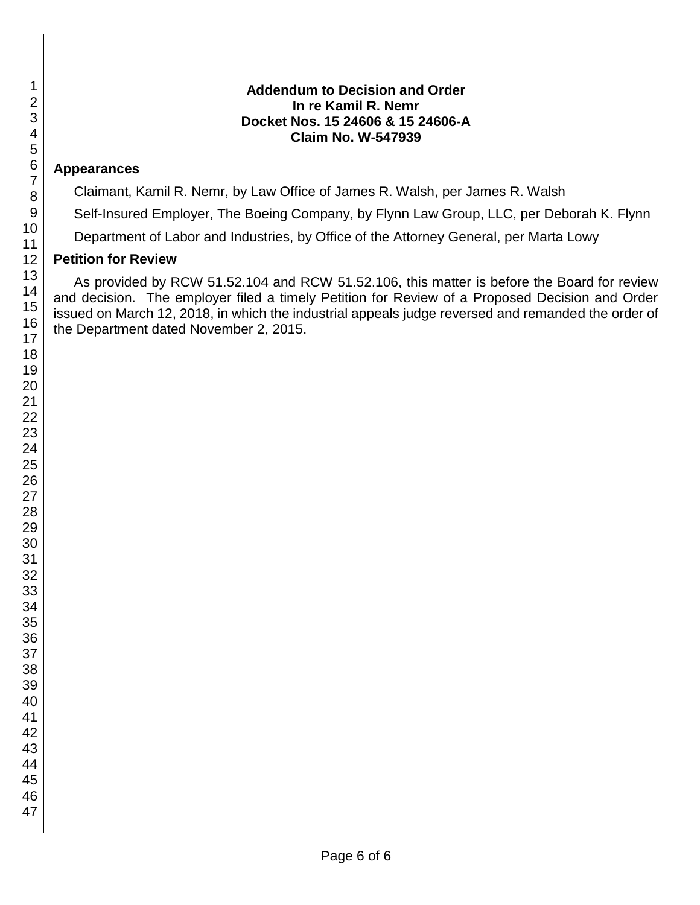**Addendum to Decision and Order**
**In re Kamil R. Nemr**
**Docket Nos. 15 24606 & 15 24606-A**
**Claim No. W-547939**

## Appearances

Claimant, Kamil R. Nemr, by Law Office of James R. Walsh, per James R. Walsh

Self-Insured Employer, The Boeing Company, by Flynn Law Group, LLC, per Deborah K. Flynn

Department of Labor and Industries, by Office of the Attorney General, per Marta Lowy

## Petition for Review

As provided by RCW 51.52.104 and RCW 51.52.106, this matter is before the Board for review and decision. The employer filed a timely Petition for Review of a Proposed Decision and Order issued on March 12, 2018, in which the industrial appeals judge reversed and remanded the order of the Department dated November 2, 2015.